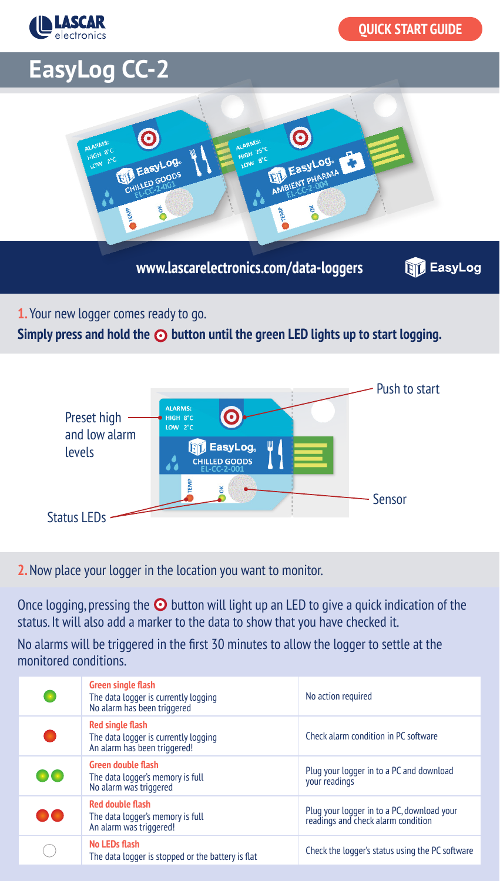LASCAR electronics

QUICK START GUIDE

# EasyLog CC-2

www.lascarelectronics.com/data-loggers

**1.** Your new logger comes ready to go.

**Simply press and hold the ⊙ button until the green LED lights up to start logging.**

Preset high and low alarm levels

Push to start

Sensor

Status LEDs

**2.** Now place your logger in the location you want to monitor.

Once logging, pressing the ⊙ button will light up an LED to give a quick indication of the status. It will also add a marker to the data to show that you have checked it.

No alarms will be triggered in the first 30 minutes to allow the logger to settle at the monitored conditions.

| LED | Status | Action |
|---|---|---|
| ● (green) | **Green single flash** The data logger is currently logging No alarm has been triggered | No action required |
| ● (red) | **Red single flash** The data logger is currently logging An alarm has been triggered! | Check alarm condition in PC software |
| ●● (green) | **Green double flash** The data logger's memory is full No alarm was triggered | Plug your logger in to a PC and download your readings |
| ●● (red) | **Red double flash** The data logger's memory is full An alarm was triggered! | Plug your logger in to a PC, download your readings and check alarm condition |
| ○ | **No LEDs flash** The data logger is stopped or the battery is flat | Check the logger's status using the PC software |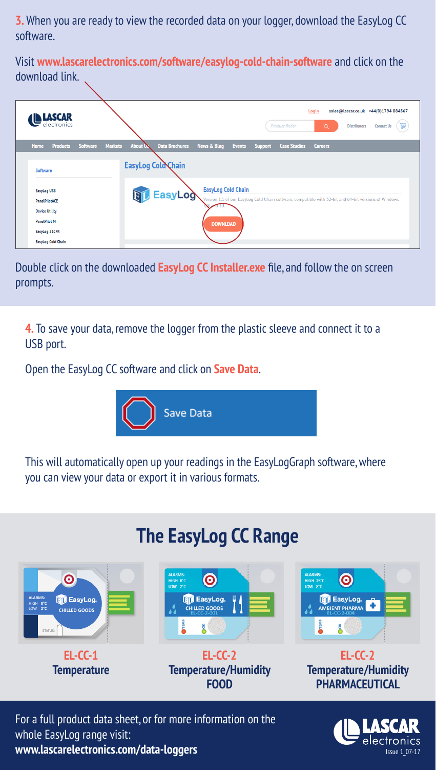**3.** When you are ready to view the recorded data on your logger, download the EasyLog CC software.

Visit **www.lascarelectronics.com/software/easylog-cold-chain-software** and click on the download link.

Double click on the downloaded **EasyLog CC Installer.exe** file, and follow the on screen prompts.

**4.** To save your data, remove the logger from the plastic sleeve and connect it to a USB port.

Open the EasyLog CC software and click on **Save Data**.

This will automatically open up your readings in the EasyLogGraph software, where you can view your data or export it in various formats.

## The EasyLog CC Range

**EL-CC-1**
**Temperature**

**EL-CC-2**
**Temperature/Humidity**
**FOOD**

**EL-CC-2**
**Temperature/Humidity**
**PHARMACEUTICAL**

For a full product data sheet, or for more information on the whole EasyLog range visit:
**www.lascarelectronics.com/data-loggers**

Issue 1_07-17